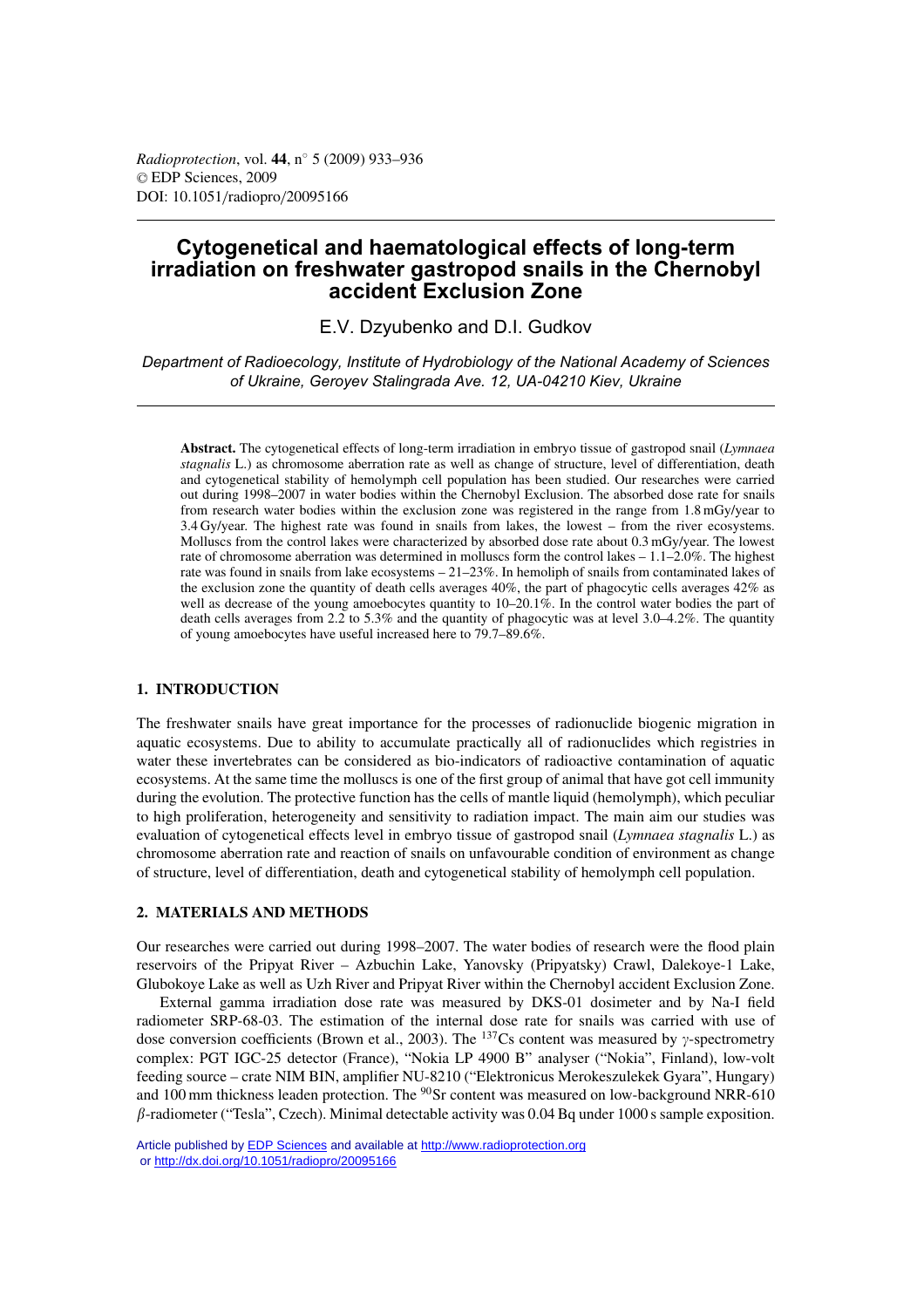# Cytogenetical and haematological effects of long-term irradiation on freshwater gastropod snails in the Chernobyl accident Exclusion Zone

E.V. Dzyubenko and D.I. Gudkov

*Department of Radioecology, Institute of Hydrobiology of the National Academy of Sciences of Ukraine, Geroyev Stalingrada Ave. 12, UA-04210 Kiev, Ukraine*

**Abstract.** The cytogenetical effects of long-term irradiation in embryo tissue of gastropod snail (*Lymnaea stagnalis* L.) as chromosome aberration rate as well as change of structure, level of differentiation, death and cytogenetical stability of hemolymph cell population has been studied. Our researches were carried out during 1998–2007 in water bodies within the Chernobyl Exclusion. The absorbed dose rate for snails from research water bodies within the exclusion zone was registered in the range from 1.8 mGy/year to 3.4 Gy/year. The highest rate was found in snails from lakes, the lowest – from the river ecosystems. Molluscs from the control lakes were characterized by absorbed dose rate about 0.3 mGy/year. The lowest rate of chromosome aberration was determined in molluscs form the control lakes – 1.1–2.0%. The highest rate was found in snails from lake ecosystems – 21–23%. In hemoliph of snails from contaminated lakes of the exclusion zone the quantity of death cells averages 40%, the part of phagocytic cells averages 42% as well as decrease of the young amoebocytes quantity to 10–20.1%. In the control water bodies the part of death cells averages from 2.2 to 5.3% and the quantity of phagocytic was at level 3.0–4.2%. The quantity of young amoebocytes have useful increased here to 79.7–89.6%.

## 1. INTRODUCTION

The freshwater snails have great importance for the processes of radionuclide biogenic migration in aquatic ecosystems. Due to ability to accumulate practically all of radionuclides which registries in water these invertebrates can be considered as bio-indicators of radioactive contamination of aquatic ecosystems. At the same time the molluscs is one of the first group of animal that have got cell immunity during the evolution. The protective function has the cells of mantle liquid (hemolymph), which peculiar to high proliferation, heterogeneity and sensitivity to radiation impact. The main aim our studies was evaluation of cytogenetical effects level in embryo tissue of gastropod snail (*Lymnaea stagnalis* L.) as chromosome aberration rate and reaction of snails on unfavourable condition of environment as change of structure, level of differentiation, death and cytogenetical stability of hemolymph cell population.

## 2. MATERIALS AND METHODS

Our researches were carried out during 1998–2007. The water bodies of research were the flood plain reservoirs of the Pripyat River – Azbuchin Lake, Yanovsky (Pripyatsky) Crawl, Dalekoye-1 Lake, Glubokoye Lake as well as Uzh River and Pripyat River within the Chernobyl accident Exclusion Zone.

External gamma irradiation dose rate was measured by DKS-01 dosimeter and by Na-I field radiometer SRP-68-03. The estimation of the internal dose rate for snails was carried with use of dose conversion coefficients (Brown et al., 2003). The $^{137}$Cs content was measured by $\gamma$-spectrometry complex: PGT IGC-25 detector (France), "Nokia LP 4900 B" analyser ("Nokia", Finland), low-volt feeding source – crate NIM BIN, amplifier NU-8210 ("Elektronicus Merokeszulekek Gyara", Hungary) and 100 mm thickness leaden protection. The $^{90}$Sr content was measured on low-background NRR-610 $\beta$-radiometer ("Tesla", Czech). Minimal detectable activity was 0.04 Bq under 1000 s sample exposition.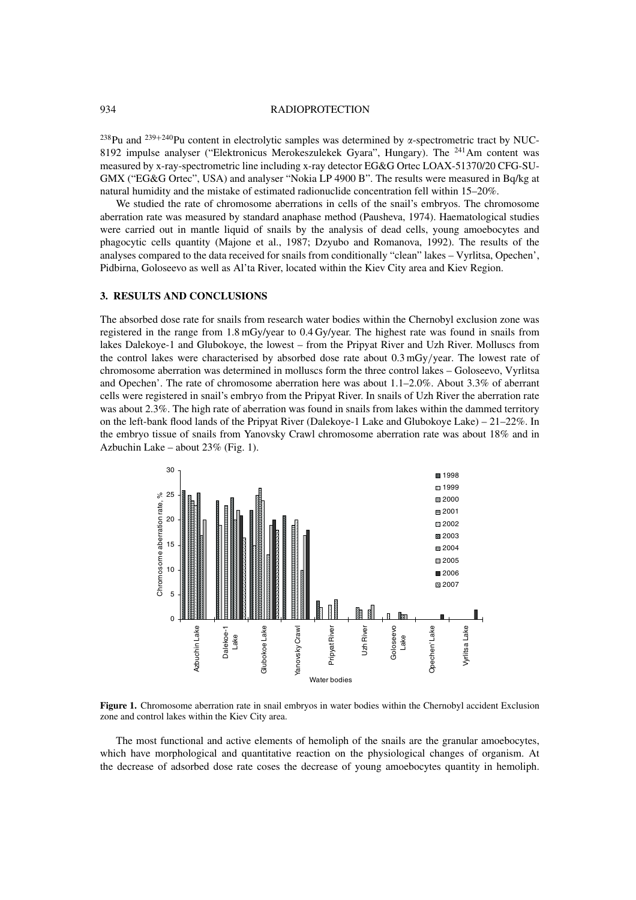$^{238}Pu$ and $^{239+240}Pu$ content in electrolytic samples was determined by α-spectrometric tract by NUC-8192 impulse analyser ("Elektronicus Merokeszulekek Gyara", Hungary). The $^{241}Am$ content was measured by x-ray-spectrometric line including x-ray detector EG&G Ortec LOAX-51370/20 CFG-SU-GMX ("EG&G Ortec", USA) and analyser "Nokia LP 4900 B". The results were measured in Bq/kg at natural humidity and the mistake of estimated radionuclide concentration fell within 15–20%.

We studied the rate of chromosome aberrations in cells of the snail's embryos. The chromosome aberration rate was measured by standard anaphase method (Pausheva, 1974). Haematological studies were carried out in mantle liquid of snails by the analysis of dead cells, young amoebocytes and phagocytic cells quantity (Majone et al., 1987; Dzyubo and Romanova, 1992). The results of the analyses compared to the data received for snails from conditionally "clean" lakes – Vyrlitsa, Opechen', Pidbirna, Goloseevo as well as Al'ta River, located within the Kiev City area and Kiev Region.

## 3. RESULTS AND CONCLUSIONS

The absorbed dose rate for snails from research water bodies within the Chernobyl exclusion zone was registered in the range from 1.8 mGy/year to 0.4 Gy/year. The highest rate was found in snails from lakes Dalekoye-1 and Glubokoye, the lowest – from the Pripyat River and Uzh River. Molluscs from the control lakes were characterised by absorbed dose rate about 0.3 mGy/year. The lowest rate of chromosome aberration was determined in molluscs form the three control lakes – Goloseevo, Vyrlitsa and Opechen'. The rate of chromosome aberration here was about 1.1–2.0%. About 3.3% of aberrant cells were registered in snail's embryo from the Pripyat River. In snails of Uzh River the aberration rate was about 2.3%. The high rate of aberration was found in snails from lakes within the dammed territory on the left-bank flood lands of the Pripyat River (Dalekoye-1 Lake and Glubokoye Lake) – 21–22%. In the embryo tissue of snails from Yanovsky Crawl chromosome aberration rate was about 18% and in Azbuchin Lake – about 23% (Fig. 1).

**Figure 1.** Chromosome aberration rate in snail embryos in water bodies within the Chernobyl accident Exclusion zone and control lakes within the Kiev City area.

The most functional and active elements of hemoliph of the snails are the granular amoebocytes, which have morphological and quantitative reaction on the physiological changes of organism. At the decrease of adsorbed dose rate coses the decrease of young amoebocytes quantity in hemoliph.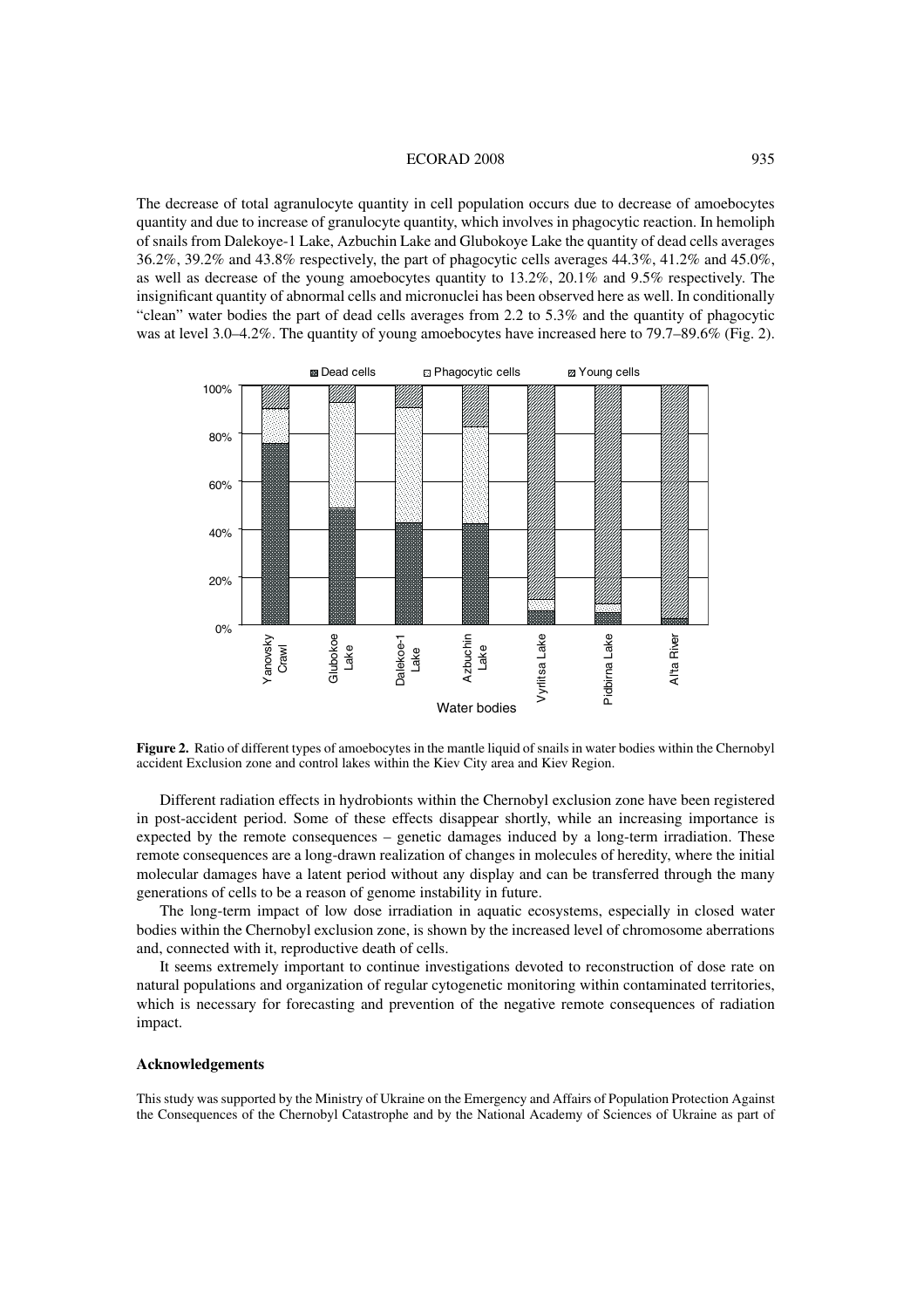The decrease of total agranulocyte quantity in cell population occurs due to decrease of amoebocytes quantity and due to increase of granulocyte quantity, which involves in phagocytic reaction. In hemoliph of snails from Dalekoye-1 Lake, Azbuchin Lake and Glubokoye Lake the quantity of dead cells averages 36.2%, 39.2% and 43.8% respectively, the part of phagocytic cells averages 44.3%, 41.2% and 45.0%, as well as decrease of the young amoebocytes quantity to 13.2%, 20.1% and 9.5% respectively. The insignificant quantity of abnormal cells and micronuclei has been observed here as well. In conditionally "clean" water bodies the part of dead cells averages from 2.2 to 5.3% and the quantity of phagocytic was at level 3.0–4.2%. The quantity of young amoebocytes have increased here to 79.7–89.6% (Fig. 2).

**Figure 2.** Ratio of different types of amoebocytes in the mantle liquid of snails in water bodies within the Chernobyl accident Exclusion zone and control lakes within the Kiev City area and Kiev Region.

Different radiation effects in hydrobionts within the Chernobyl exclusion zone have been registered in post-accident period. Some of these effects disappear shortly, while an increasing importance is expected by the remote consequences – genetic damages induced by a long-term irradiation. These remote consequences are a long-drawn realization of changes in molecules of heredity, where the initial molecular damages have a latent period without any display and can be transferred through the many generations of cells to be a reason of genome instability in future.

The long-term impact of low dose irradiation in aquatic ecosystems, especially in closed water bodies within the Chernobyl exclusion zone, is shown by the increased level of chromosome aberrations and, connected with it, reproductive death of cells.

It seems extremely important to continue investigations devoted to reconstruction of dose rate on natural populations and organization of regular cytogenetic monitoring within contaminated territories, which is necessary for forecasting and prevention of the negative remote consequences of radiation impact.

## Acknowledgements

This study was supported by the Ministry of Ukraine on the Emergency and Affairs of Population Protection Against the Consequences of the Chernobyl Catastrophe and by the National Academy of Sciences of Ukraine as part of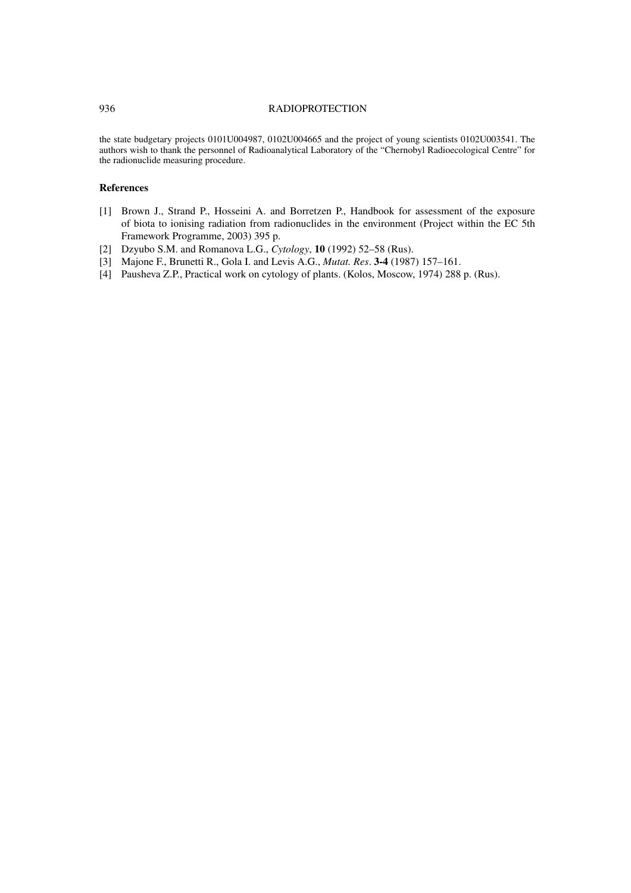the state budgetary projects 0101U004987, 0102U004665 and the project of young scientists 0102U003541. The authors wish to thank the personnel of Radioanalytical Laboratory of the "Chernobyl Radioecological Centre" for the radionuclide measuring procedure.

### References

[1] Brown J., Strand P., Hosseini A. and Borretzen P., Handbook for assessment of the exposure of biota to ionising radiation from radionuclides in the environment (Project within the EC 5th Framework Programme, 2003) 395 p.

[2] Dzyubo S.M. and Romanova L.G., *Cytology*, **10** (1992) 52–58 (Rus).

[3] Majone F., Brunetti R., Gola I. and Levis A.G., *Mutat. Res*. **3-4** (1987) 157–161.

[4] Pausheva Z.P., Practical work on cytology of plants. (Kolos, Moscow, 1974) 288 p. (Rus).